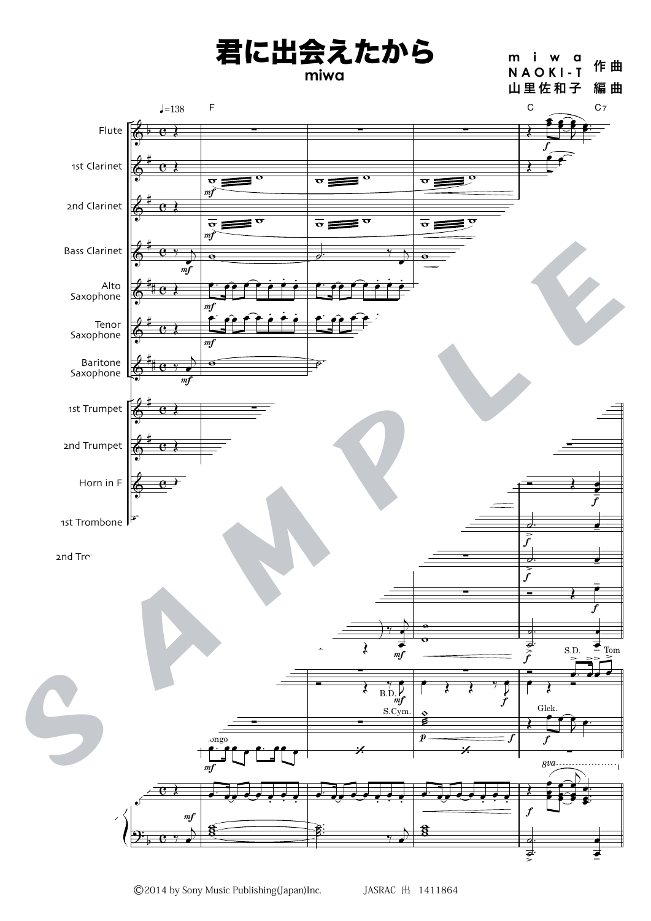# 君に出会えたから

miwa

miwa 作曲
NAOKI-T
山里佐和子 編曲

©2014 by Sony Music Publishing(Japan)Inc. JASRAC 出 1411864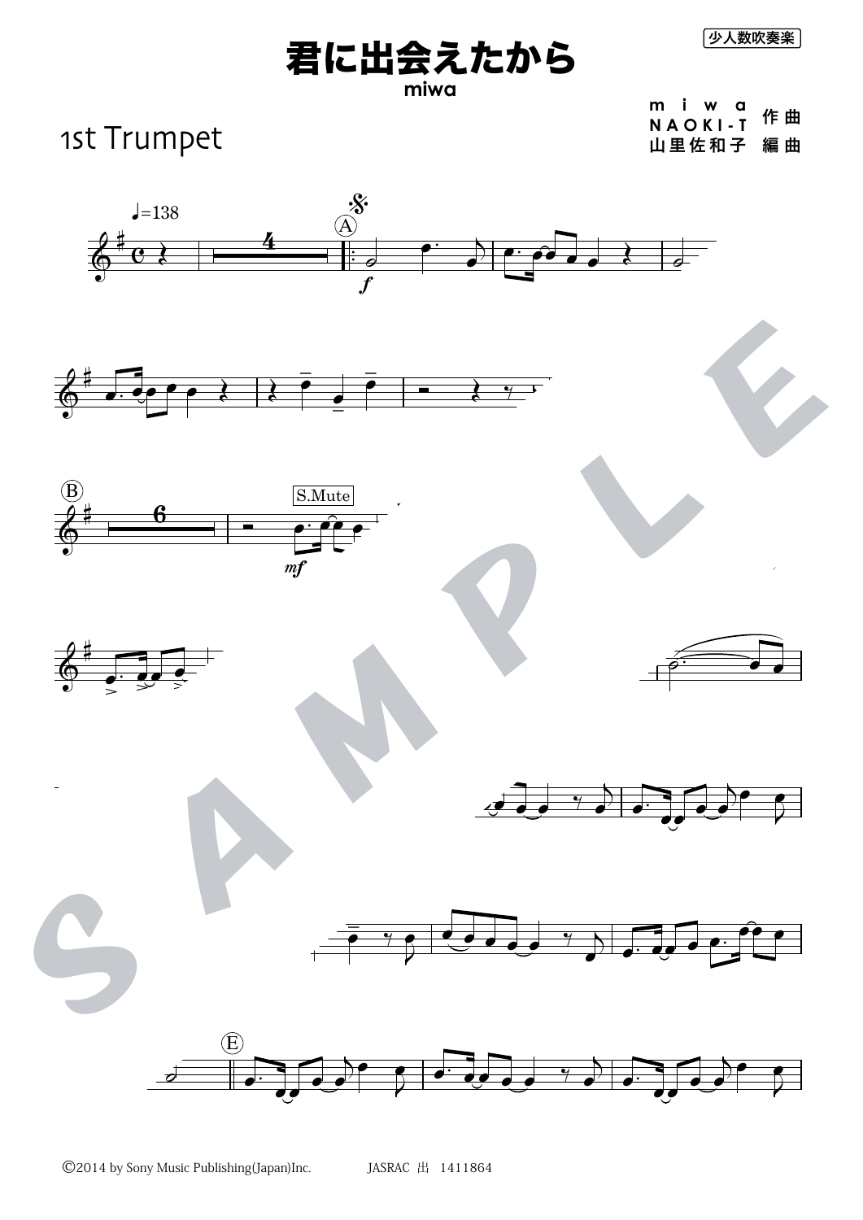# 君に出会えたから

miwa

少人数吹奏楽

1st Trumpet

m i w a 作曲
N A O K I - T
山里佐和子 編曲

♩=138

A

B

S.Mute

E

©2014 by Sony Music Publishing(Japan)Inc. JASRAC 出 1411864